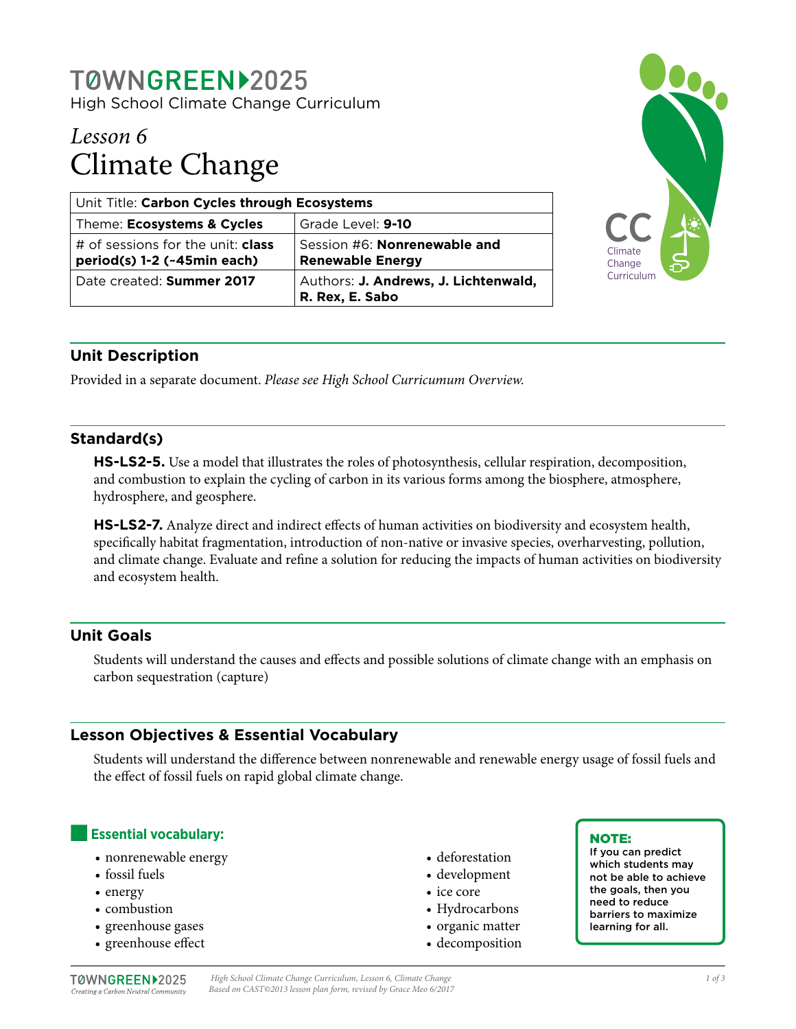# TØWNGREEN 2025

High School Climate Change Curriculum

## *Lesson 6*
## Climate Change

| Unit Title: **Carbon Cycles through Ecosystems** | |
|---|---|
| Theme: **Ecosystems & Cycles** | Grade Level: **9-10** |
| # of sessions for the unit: **class period(s) 1-2 (~45min each)** | Session #6: **Nonrenewable and Renewable Energy** |
| Date created: **Summer 2017** | Authors: **J. Andrews, J. Lichtenwald, R. Rex, E. Sabo** |

CC Climate Change Curriculum

## Unit Description

Provided in a separate document. *Please see High School Curricumum Overview.*

## Standard(s)

**HS-LS2-5.** Use a model that illustrates the roles of photosynthesis, cellular respiration, decomposition, and combustion to explain the cycling of carbon in its various forms among the biosphere, atmosphere, hydrosphere, and geosphere.

**HS-LS2-7.** Analyze direct and indirect effects of human activities on biodiversity and ecosystem health, specifically habitat fragmentation, introduction of non-native or invasive species, overharvesting, pollution, and climate change. Evaluate and refine a solution for reducing the impacts of human activities on biodiversity and ecosystem health.

## Unit Goals

Students will understand the causes and effects and possible solutions of climate change with an emphasis on carbon sequestration (capture)

## Lesson Objectives & Essential Vocabulary

Students will understand the difference between nonrenewable and renewable energy usage of fossil fuels and the effect of fossil fuels on rapid global climate change.

### Essential vocabulary:

- nonrenewable energy
- fossil fuels
- energy
- combustion
- greenhouse gases
- greenhouse effect
- deforestation
- development
- ice core
- Hydrocarbons
- organic matter
- decomposition

**NOTE:** If you can predict which students may not be able to achieve the goals, then you need to reduce barriers to maximize learning for all.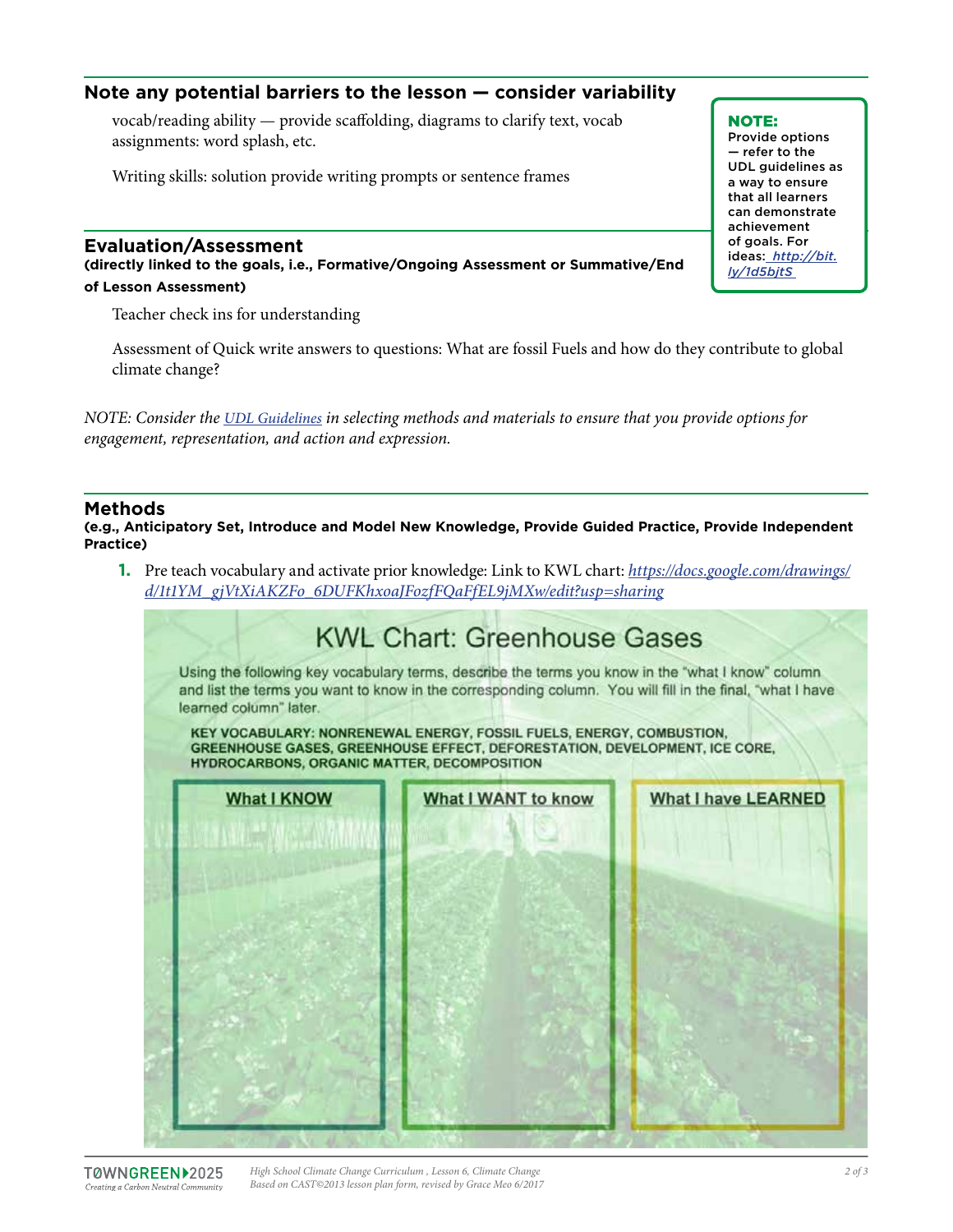## Note any potential barriers to the lesson — consider variability

vocab/reading ability — provide scaffolding, diagrams to clarify text, vocab assignments: word splash, etc.

Writing skills: solution provide writing prompts or sentence frames

**NOTE:** Provide options — refer to the UDL guidelines as a way to ensure that all learners can demonstrate achievement of goals. For ideas: *http://bit.ly/1d5bjtS*

## Evaluation/Assessment

**(directly linked to the goals, i.e., Formative/Ongoing Assessment or Summative/End of Lesson Assessment)**

Teacher check ins for understanding

Assessment of Quick write answers to questions: What are fossil Fuels and how do they contribute to global climate change?

*NOTE: Consider the UDL Guidelines in selecting methods and materials to ensure that you provide options for engagement, representation, and action and expression.*

## Methods

**(e.g., Anticipatory Set, Introduce and Model New Knowledge, Provide Guided Practice, Provide Independent Practice)**

1. Pre teach vocabulary and activate prior knowledge: Link to KWL chart: *https://docs.google.com/drawings/d/1t1YM_gjVtXiAKZFo_6DUFKhxoaJFozfFQaFfEL9jMXw/edit?usp=sharing*

### KWL Chart: Greenhouse Gases

Using the following key vocabulary terms, describe the terms you know in the "what I know" column and list the terms you want to know in the corresponding column. You will fill in the final, "what I have learned column" later.

**KEY VOCABULARY: NONRENEWAL ENERGY, FOSSIL FUELS, ENERGY, COMBUSTION, GREENHOUSE GASES, GREENHOUSE EFFECT, DEFORESTATION, DEVELOPMENT, ICE CORE, HYDROCARBONS, ORGANIC MATTER, DECOMPOSITION**

| What I KNOW | What I WANT to know | What I have LEARNED |
| --- | --- | --- |
| | | |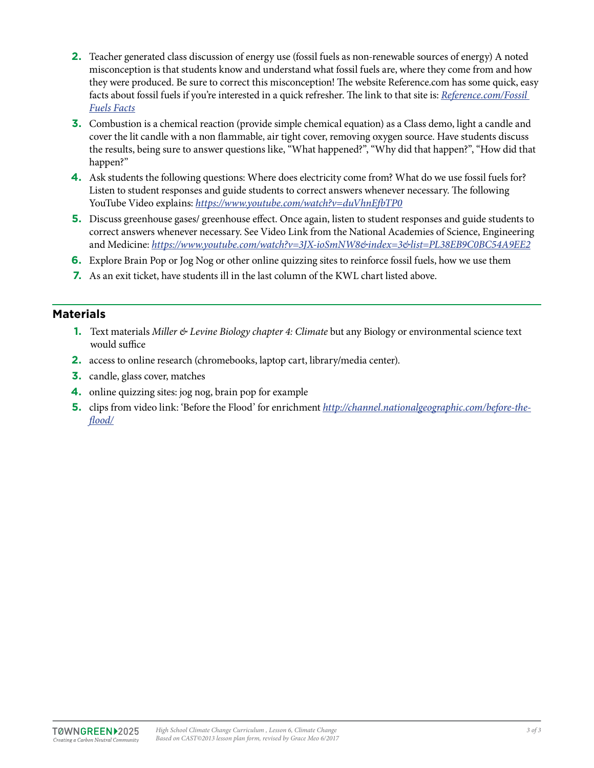2. Teacher generated class discussion of energy use (fossil fuels as non-renewable sources of energy) A noted misconception is that students know and understand what fossil fuels are, where they come from and how they were produced. Be sure to correct this misconception! The website Reference.com has some quick, easy facts about fossil fuels if you're interested in a quick refresher. The link to that site is: *Reference.com/Fossil Fuels Facts*
3. Combustion is a chemical reaction (provide simple chemical equation) as a Class demo, light a candle and cover the lit candle with a non flammable, air tight cover, removing oxygen source. Have students discuss the results, being sure to answer questions like, "What happened?", "Why did that happen?", "How did that happen?"
4. Ask students the following questions: Where does electricity come from? What do we use fossil fuels for? Listen to student responses and guide students to correct answers whenever necessary. The following YouTube Video explains: *https://www.youtube.com/watch?v=duVhnEfbTP0*
5. Discuss greenhouse gases/ greenhouse effect. Once again, listen to student responses and guide students to correct answers whenever necessary. See Video Link from the National Academies of Science, Engineering and Medicine: *https://www.youtube.com/watch?v=3JX-ioSmNW8&index=3&list=PL38EB9C0BC54A9EE2*
6. Explore Brain Pop or Jog Nog or other online quizzing sites to reinforce fossil fuels, how we use them
7. As an exit ticket, have students ill in the last column of the KWL chart listed above.

## Materials

1. Text materials *Miller & Levine Biology chapter 4: Climate* but any Biology or environmental science text would suffice
2. access to online research (chromebooks, laptop cart, library/media center).
3. candle, glass cover, matches
4. online quizzing sites: jog nog, brain pop for example
5. clips from video link: 'Before the Flood' for enrichment *http://channel.nationalgeographic.com/before-the-flood/*